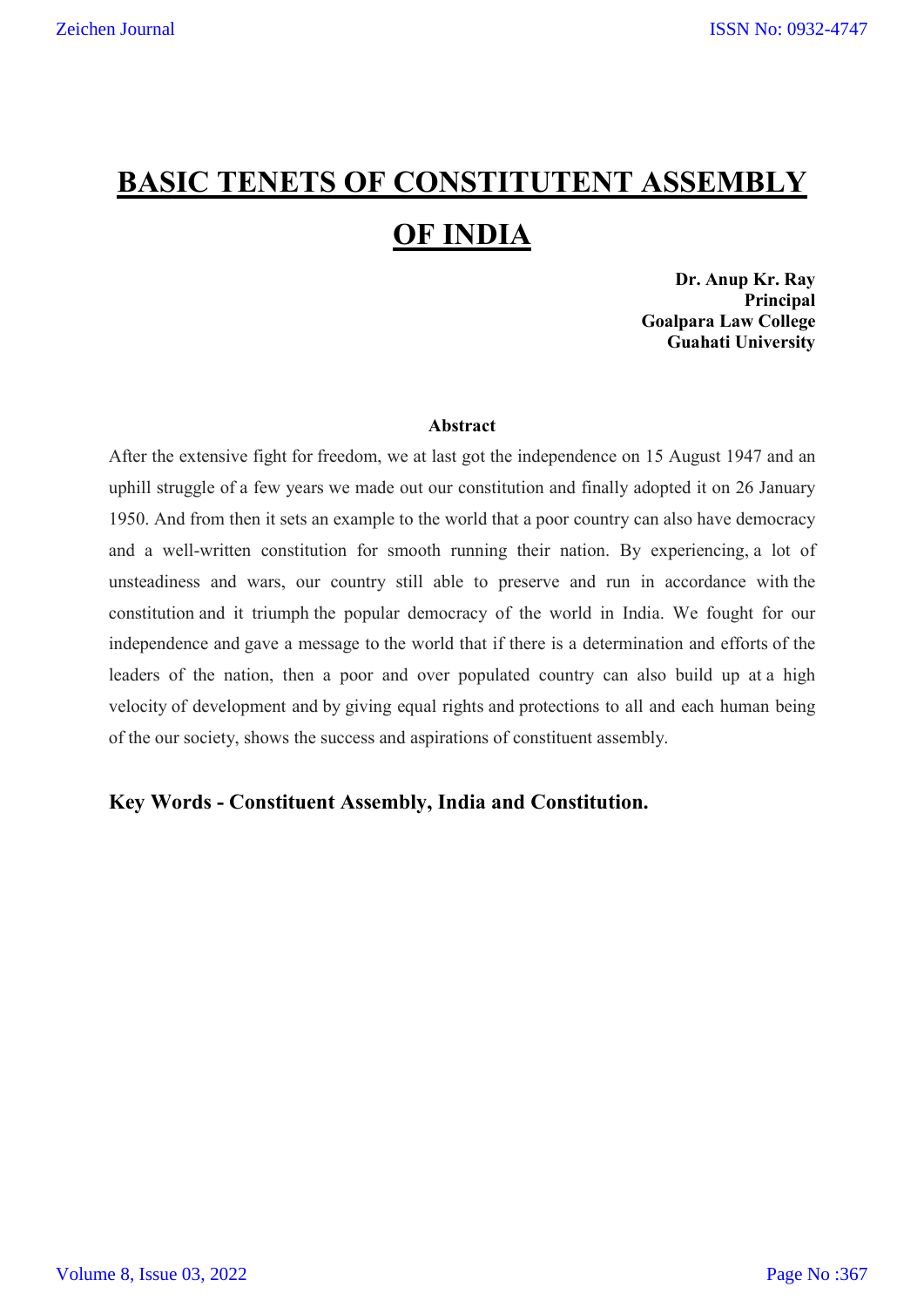# BASIC TENETS OF CONSTITUTENT ASSEMBLY OF INDIA

**Dr. Anup Kr. Ray**
**Principal**
**Goalpara Law College**
**Guahati University**

### Abstract

After the extensive fight for freedom, we at last got the independence on 15 August 1947 and an uphill struggle of a few years we made out our constitution and finally adopted it on 26 January 1950. And from then it sets an example to the world that a poor country can also have democracy and a well-written constitution for smooth running their nation. By experiencing, a lot of unsteadiness and wars, our country still able to preserve and run in accordance with the constitution and it triumph the popular democracy of the world in India. We fought for our independence and gave a message to the world that if there is a determination and efforts of the leaders of the nation, then a poor and over populated country can also build up at a high velocity of development and by giving equal rights and protections to all and each human being of the our society, shows the success and aspirations of constituent assembly.

**Key Words - Constituent Assembly, India and Constitution.**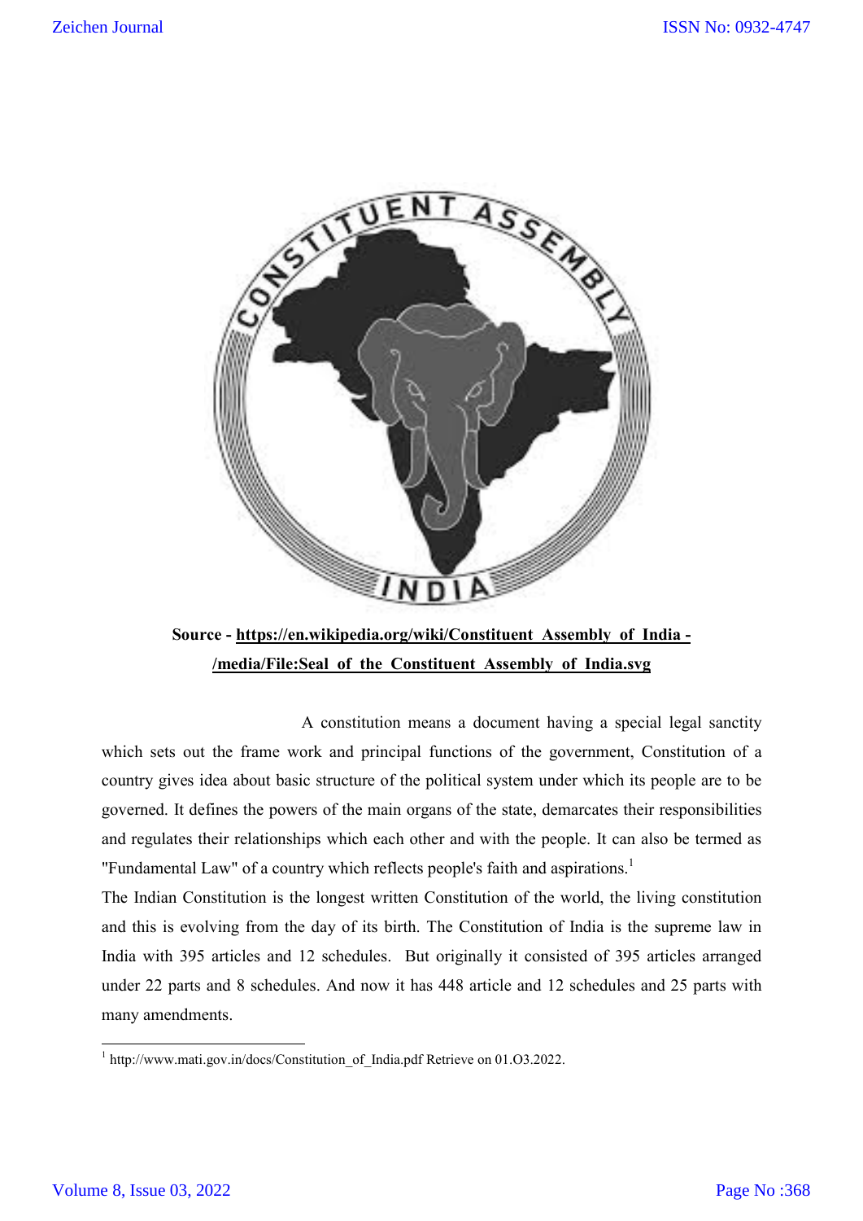**Source - https://en.wikipedia.org/wiki/Constituent_Assembly_of_India - /media/File:Seal_of_the_Constituent_Assembly_of_India.svg**

A constitution means a document having a special legal sanctity which sets out the frame work and principal functions of the government, Constitution of a country gives idea about basic structure of the political system under which its people are to be governed. It defines the powers of the main organs of the state, demarcates their responsibilities and regulates their relationships which each other and with the people. It can also be termed as "Fundamental Law" of a country which reflects people's faith and aspirations.[1]

The Indian Constitution is the longest written Constitution of the world, the living constitution and this is evolving from the day of its birth. The Constitution of India is the supreme law in India with 395 articles and 12 schedules. But originally it consisted of 395 articles arranged under 22 parts and 8 schedules. And now it has 448 article and 12 schedules and 25 parts with many amendments.

[1] http://www.mati.gov.in/docs/Constitution_of_India.pdf Retrieve on 01.O3.2022.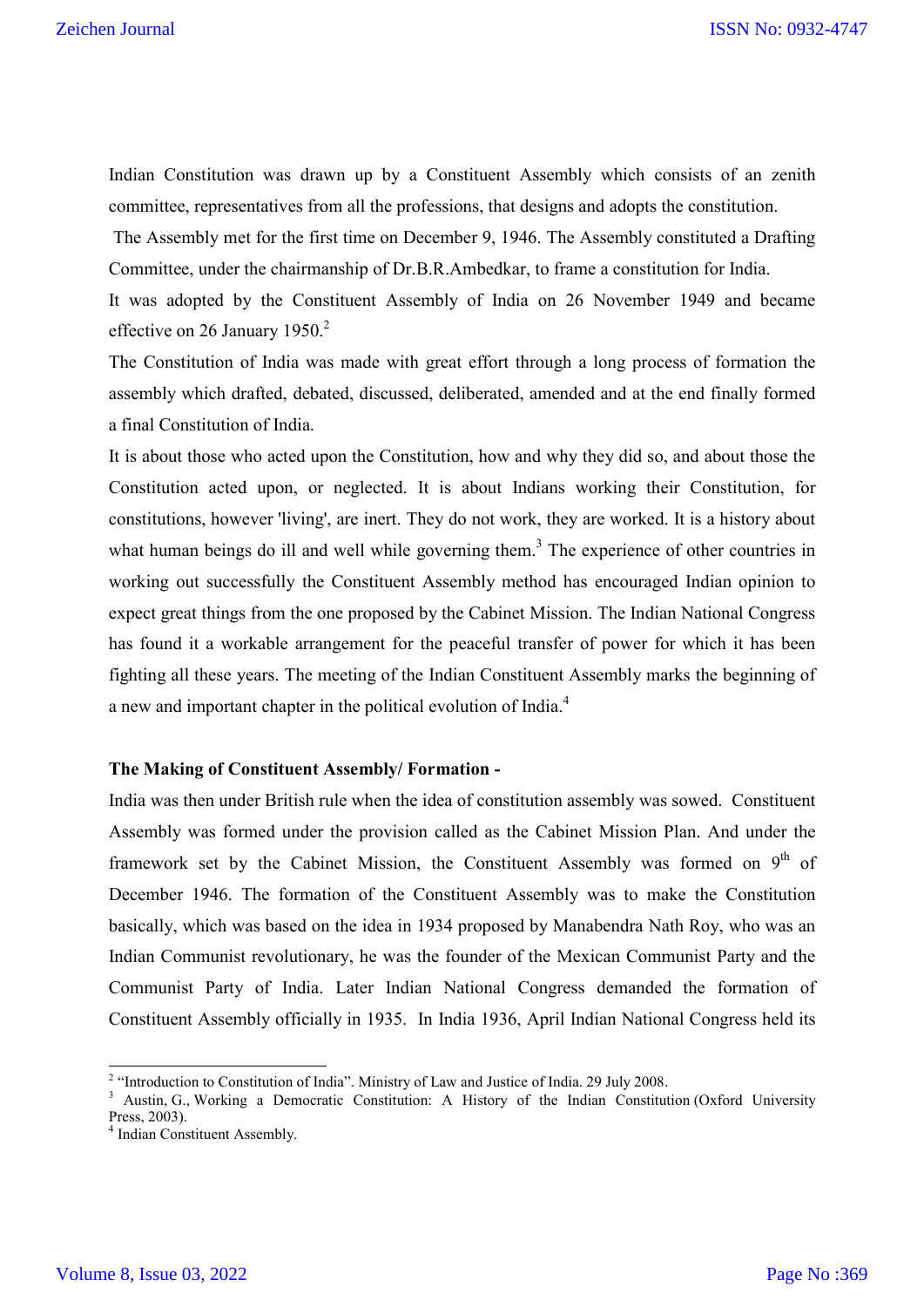Indian Constitution was drawn up by a Constituent Assembly which consists of an zenith committee, representatives from all the professions, that designs and adopts the constitution.

The Assembly met for the first time on December 9, 1946. The Assembly constituted a Drafting Committee, under the chairmanship of Dr.B.R.Ambedkar, to frame a constitution for India.

It was adopted by the Constituent Assembly of India on 26 November 1949 and became effective on 26 January 1950.[2]

The Constitution of India was made with great effort through a long process of formation the assembly which drafted, debated, discussed, deliberated, amended and at the end finally formed a final Constitution of India.

It is about those who acted upon the Constitution, how and why they did so, and about those the Constitution acted upon, or neglected. It is about Indians working their Constitution, for constitutions, however 'living', are inert. They do not work, they are worked. It is a history about what human beings do ill and well while governing them.[3] The experience of other countries in working out successfully the Constituent Assembly method has encouraged Indian opinion to expect great things from the one proposed by the Cabinet Mission. The Indian National Congress has found it a workable arrangement for the peaceful transfer of power for which it has been fighting all these years. The meeting of the Indian Constituent Assembly marks the beginning of a new and important chapter in the political evolution of India.[4]

**The Making of Constituent Assembly/ Formation -**

India was then under British rule when the idea of constitution assembly was sowed. Constituent Assembly was formed under the provision called as the Cabinet Mission Plan. And under the framework set by the Cabinet Mission, the Constituent Assembly was formed on 9th of December 1946. The formation of the Constituent Assembly was to make the Constitution basically, which was based on the idea in 1934 proposed by Manabendra Nath Roy, who was an Indian Communist revolutionary, he was the founder of the Mexican Communist Party and the Communist Party of India. Later Indian National Congress demanded the formation of Constituent Assembly officially in 1935. In India 1936, April Indian National Congress held its

---

[2] "Introduction to Constitution of India". Ministry of Law and Justice of India. 29 July 2008.

[3] Austin, G., Working a Democratic Constitution: A History of the Indian Constitution (Oxford University Press, 2003).

[4] Indian Constituent Assembly.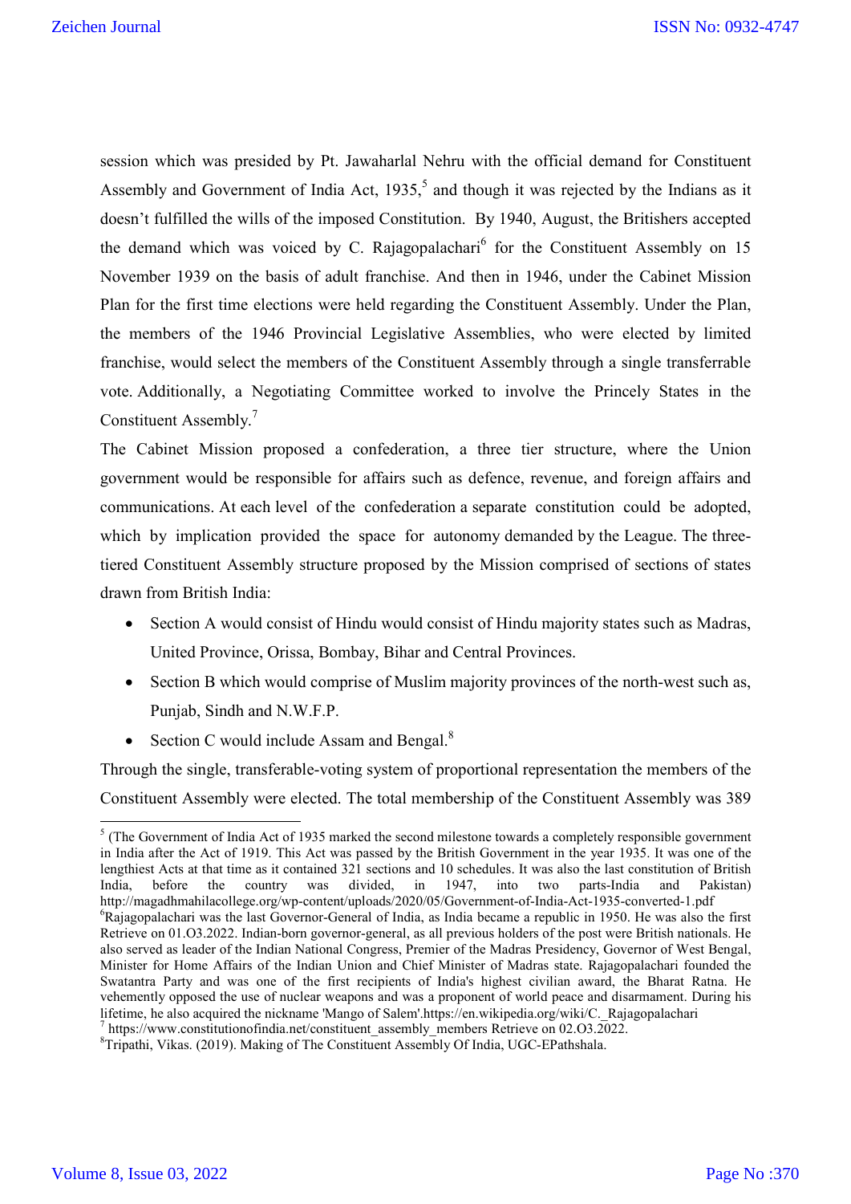session which was presided by Pt. Jawaharlal Nehru with the official demand for Constituent Assembly and Government of India Act, 1935,[5] and though it was rejected by the Indians as it doesn't fulfilled the wills of the imposed Constitution. By 1940, August, the Britishers accepted the demand which was voiced by C. Rajagopalachari[6] for the Constituent Assembly on 15 November 1939 on the basis of adult franchise. And then in 1946, under the Cabinet Mission Plan for the first time elections were held regarding the Constituent Assembly. Under the Plan, the members of the 1946 Provincial Legislative Assemblies, who were elected by limited franchise, would select the members of the Constituent Assembly through a single transferrable vote. Additionally, a Negotiating Committee worked to involve the Princely States in the Constituent Assembly.[7]

The Cabinet Mission proposed a confederation, a three tier structure, where the Union government would be responsible for affairs such as defence, revenue, and foreign affairs and communications. At each level of the confederation a separate constitution could be adopted, which by implication provided the space for autonomy demanded by the League. The three-tiered Constituent Assembly structure proposed by the Mission comprised of sections of states drawn from British India:

- Section A would consist of Hindu would consist of Hindu majority states such as Madras, United Province, Orissa, Bombay, Bihar and Central Provinces.
- Section B which would comprise of Muslim majority provinces of the north-west such as, Punjab, Sindh and N.W.F.P.
- Section C would include Assam and Bengal.[8]

Through the single, transferable-voting system of proportional representation the members of the Constituent Assembly were elected. The total membership of the Constituent Assembly was 389

---

[5] (The Government of India Act of 1935 marked the second milestone towards a completely responsible government in India after the Act of 1919. This Act was passed by the British Government in the year 1935. It was one of the lengthiest Acts at that time as it contained 321 sections and 10 schedules. It was also the last constitution of British India, before the country was divided, in 1947, into two parts-India and Pakistan) http://magadhmahilacollege.org/wp-content/uploads/2020/05/Government-of-India-Act-1935-converted-1.pdf

[6] Rajagopalachari was the last Governor-General of India, as India became a republic in 1950. He was also the first Retrieve on 01.O3.2022. Indian-born governor-general, as all previous holders of the post were British nationals. He also served as leader of the Indian National Congress, Premier of the Madras Presidency, Governor of West Bengal, Minister for Home Affairs of the Indian Union and Chief Minister of Madras state. Rajagopalachari founded the Swatantra Party and was one of the first recipients of India's highest civilian award, the Bharat Ratna. He vehemently opposed the use of nuclear weapons and was a proponent of world peace and disarmament. During his lifetime, he also acquired the nickname 'Mango of Salem'.https://en.wikipedia.org/wiki/C._Rajagopalachari

[7] https://www.constitutionofindia.net/constituent_assembly_members Retrieve on 02.O3.2022.

[8] Tripathi, Vikas. (2019). Making of The Constituent Assembly Of India, UGC-EPathshala.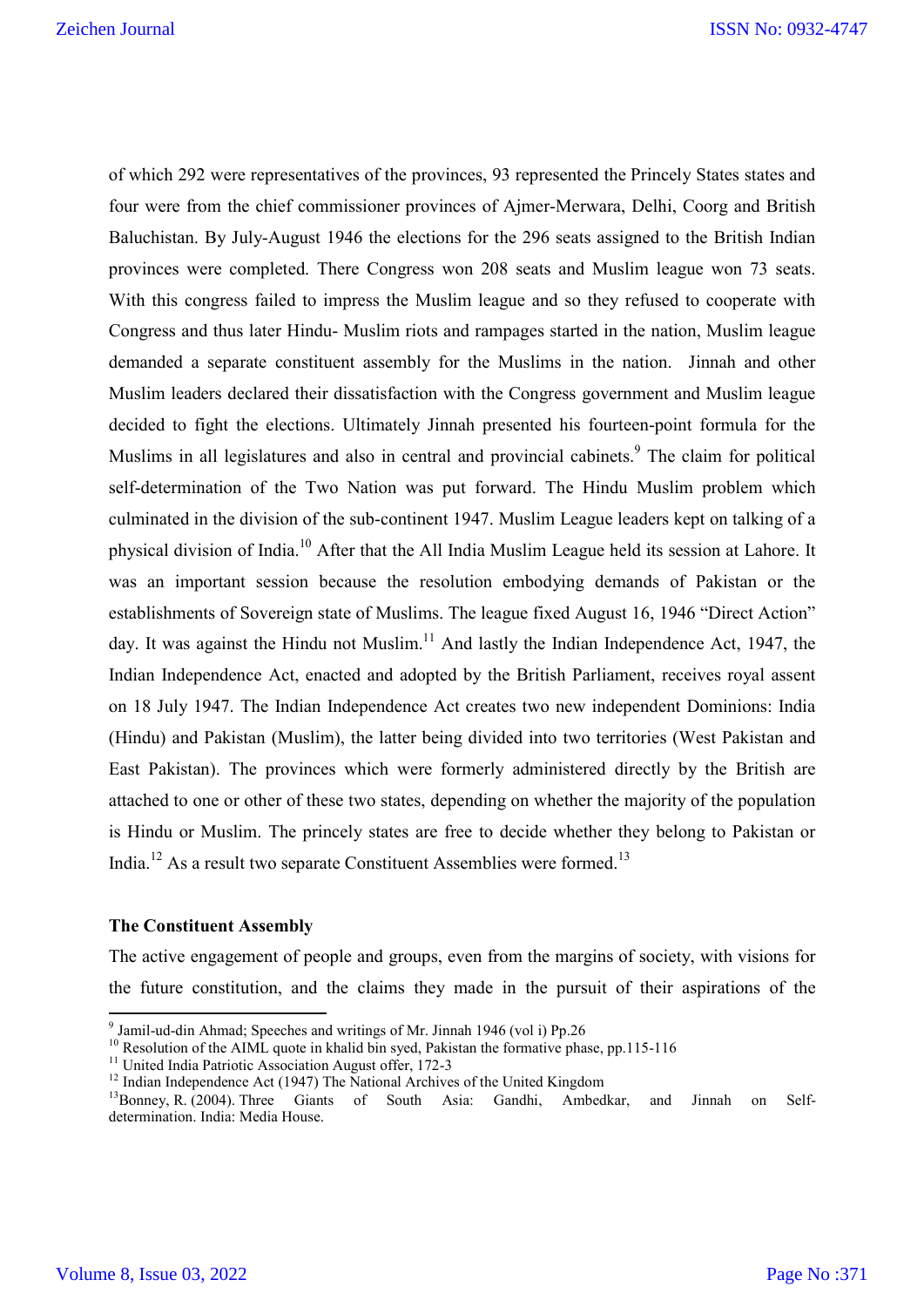of which 292 were representatives of the provinces, 93 represented the Princely States states and four were from the chief commissioner provinces of Ajmer-Merwara, Delhi, Coorg and British Baluchistan. By July-August 1946 the elections for the 296 seats assigned to the British Indian provinces were completed. There Congress won 208 seats and Muslim league won 73 seats. With this congress failed to impress the Muslim league and so they refused to cooperate with Congress and thus later Hindu- Muslim riots and rampages started in the nation, Muslim league demanded a separate constituent assembly for the Muslims in the nation. Jinnah and other Muslim leaders declared their dissatisfaction with the Congress government and Muslim league decided to fight the elections. Ultimately Jinnah presented his fourteen-point formula for the Muslims in all legislatures and also in central and provincial cabinets.[9] The claim for political self-determination of the Two Nation was put forward. The Hindu Muslim problem which culminated in the division of the sub-continent 1947. Muslim League leaders kept on talking of a physical division of India.[10] After that the All India Muslim League held its session at Lahore. It was an important session because the resolution embodying demands of Pakistan or the establishments of Sovereign state of Muslims. The league fixed August 16, 1946 "Direct Action" day. It was against the Hindu not Muslim.[11] And lastly the Indian Independence Act, 1947, the Indian Independence Act, enacted and adopted by the British Parliament, receives royal assent on 18 July 1947. The Indian Independence Act creates two new independent Dominions: India (Hindu) and Pakistan (Muslim), the latter being divided into two territories (West Pakistan and East Pakistan). The provinces which were formerly administered directly by the British are attached to one or other of these two states, depending on whether the majority of the population is Hindu or Muslim. The princely states are free to decide whether they belong to Pakistan or India.[12] As a result two separate Constituent Assemblies were formed.[13]

### The Constituent Assembly

The active engagement of people and groups, even from the margins of society, with visions for the future constitution, and the claims they made in the pursuit of their aspirations of the

---

[9] Jamil-ud-din Ahmad; Speeches and writings of Mr. Jinnah 1946 (vol i) Pp.26

[10] Resolution of the AIML quote in khalid bin syed, Pakistan the formative phase, pp.115-116

[11] United India Patriotic Association August offer, 172-3

[12] Indian Independence Act (1947) The National Archives of the United Kingdom

[13] Bonney, R. (2004). Three Giants of South Asia: Gandhi, Ambedkar, and Jinnah on Self-determination. India: Media House.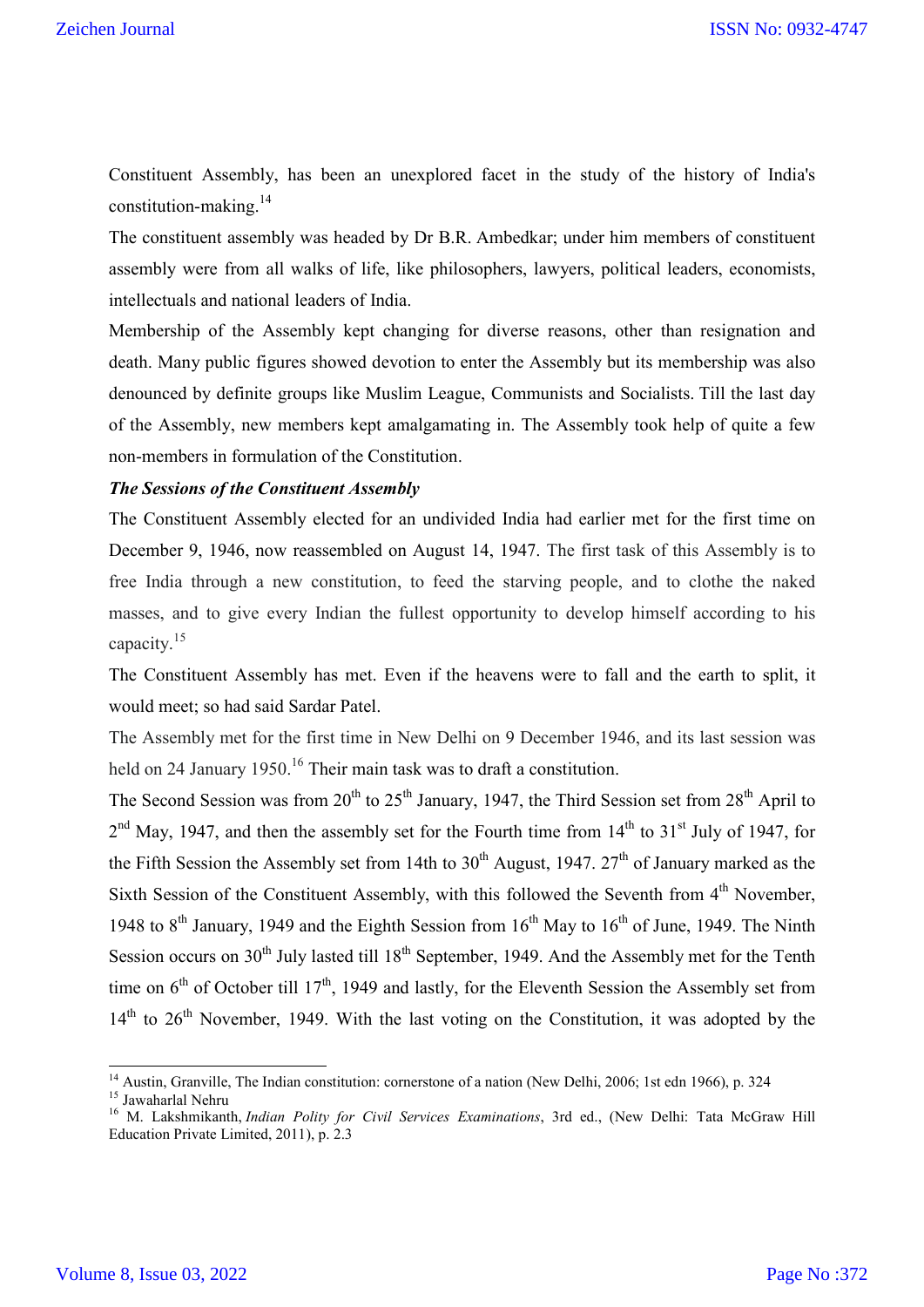Constituent Assembly, has been an unexplored facet in the study of the history of India's constitution-making.[14]

The constituent assembly was headed by Dr B.R. Ambedkar; under him members of constituent assembly were from all walks of life, like philosophers, lawyers, political leaders, economists, intellectuals and national leaders of India.

Membership of the Assembly kept changing for diverse reasons, other than resignation and death. Many public figures showed devotion to enter the Assembly but its membership was also denounced by definite groups like Muslim League, Communists and Socialists. Till the last day of the Assembly, new members kept amalgamating in. The Assembly took help of quite a few non-members in formulation of the Constitution.

***The Sessions of the Constituent Assembly***

The Constituent Assembly elected for an undivided India had earlier met for the first time on December 9, 1946, now reassembled on August 14, 1947. The first task of this Assembly is to free India through a new constitution, to feed the starving people, and to clothe the naked masses, and to give every Indian the fullest opportunity to develop himself according to his capacity.[15]

The Constituent Assembly has met. Even if the heavens were to fall and the earth to split, it would meet; so had said Sardar Patel.

The Assembly met for the first time in New Delhi on 9 December 1946, and its last session was held on 24 January 1950.[16] Their main task was to draft a constitution.

The Second Session was from 20th to 25th January, 1947, the Third Session set from 28th April to 2nd May, 1947, and then the assembly set for the Fourth time from 14th to 31st July of 1947, for the Fifth Session the Assembly set from 14th to 30th August, 1947. 27th of January marked as the Sixth Session of the Constituent Assembly, with this followed the Seventh from 4th November, 1948 to 8th January, 1949 and the Eighth Session from 16th May to 16th of June, 1949. The Ninth Session occurs on 30th July lasted till 18th September, 1949. And the Assembly met for the Tenth time on 6th of October till 17th, 1949 and lastly, for the Eleventh Session the Assembly set from 14th to 26th November, 1949. With the last voting on the Constitution, it was adopted by the

---

[14] Austin, Granville, The Indian constitution: cornerstone of a nation (New Delhi, 2006; 1st edn 1966), p. 324

[15] Jawaharlal Nehru

[16] M. Lakshmikanth, *Indian Polity for Civil Services Examinations*, 3rd ed., (New Delhi: Tata McGraw Hill Education Private Limited, 2011), p. 2.3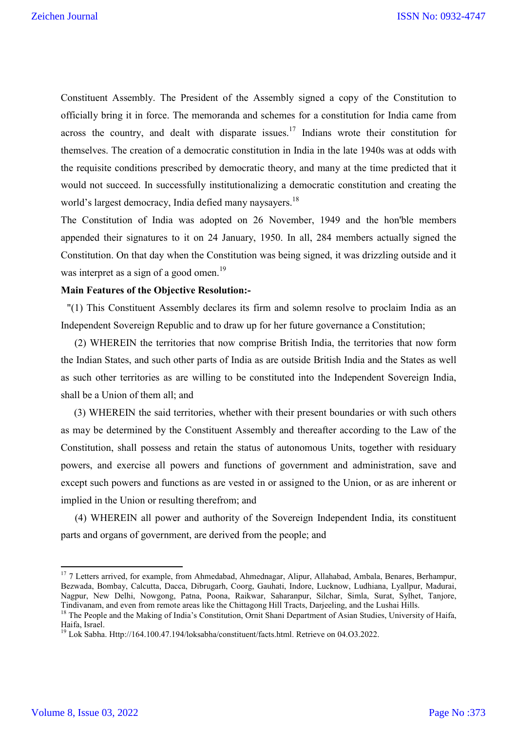Constituent Assembly. The President of the Assembly signed a copy of the Constitution to officially bring it in force. The memoranda and schemes for a constitution for India came from across the country, and dealt with disparate issues.[17] Indians wrote their constitution for themselves. The creation of a democratic constitution in India in the late 1940s was at odds with the requisite conditions prescribed by democratic theory, and many at the time predicted that it would not succeed. In successfully institutionalizing a democratic constitution and creating the world's largest democracy, India defied many naysayers.[18]

The Constitution of India was adopted on 26 November, 1949 and the hon'ble members appended their signatures to it on 24 January, 1950. In all, 284 members actually signed the Constitution. On that day when the Constitution was being signed, it was drizzling outside and it was interpret as a sign of a good omen.[19]

**Main Features of the Objective Resolution:-**

"(1) This Constituent Assembly declares its firm and solemn resolve to proclaim India as an Independent Sovereign Republic and to draw up for her future governance a Constitution;

(2) WHEREIN the territories that now comprise British India, the territories that now form the Indian States, and such other parts of India as are outside British India and the States as well as such other territories as are willing to be constituted into the Independent Sovereign India, shall be a Union of them all; and

(3) WHEREIN the said territories, whether with their present boundaries or with such others as may be determined by the Constituent Assembly and thereafter according to the Law of the Constitution, shall possess and retain the status of autonomous Units, together with residuary powers, and exercise all powers and functions of government and administration, save and except such powers and functions as are vested in or assigned to the Union, or as are inherent or implied in the Union or resulting therefrom; and

(4) WHEREIN all power and authority of the Sovereign Independent India, its constituent parts and organs of government, are derived from the people; and

---

[17] 7 Letters arrived, for example, from Ahmedabad, Ahmednagar, Alipur, Allahabad, Ambala, Benares, Berhampur, Bezwada, Bombay, Calcutta, Dacca, Dibrugarh, Coorg, Gauhati, Indore, Lucknow, Ludhiana, Lyallpur, Madurai, Nagpur, New Delhi, Nowgong, Patna, Poona, Raikwar, Saharanpur, Silchar, Simla, Surat, Sylhet, Tanjore, Tindivanam, and even from remote areas like the Chittagong Hill Tracts, Darjeeling, and the Lushai Hills.

[18] The People and the Making of India's Constitution, Ornit Shani Department of Asian Studies, University of Haifa, Haifa, Israel.

[19] Lok Sabha. Http://164.100.47.194/loksabha/constituent/facts.html. Retrieve on 04.O3.2022.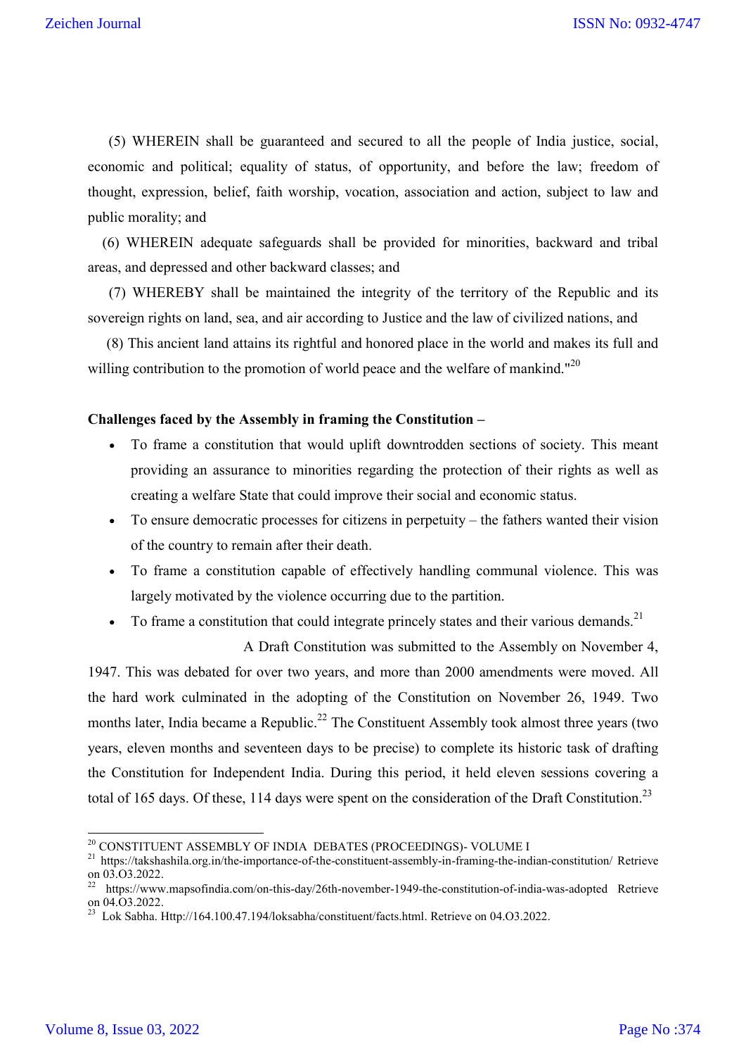(5) WHEREIN shall be guaranteed and secured to all the people of India justice, social, economic and political; equality of status, of opportunity, and before the law; freedom of thought, expression, belief, faith worship, vocation, association and action, subject to law and public morality; and

(6) WHEREIN adequate safeguards shall be provided for minorities, backward and tribal areas, and depressed and other backward classes; and

(7) WHEREBY shall be maintained the integrity of the territory of the Republic and its sovereign rights on land, sea, and air according to Justice and the law of civilized nations, and

(8) This ancient land attains its rightful and honored place in the world and makes its full and willing contribution to the promotion of world peace and the welfare of mankind."[20]

**Challenges faced by the Assembly in framing the Constitution –**

- To frame a constitution that would uplift downtrodden sections of society. This meant providing an assurance to minorities regarding the protection of their rights as well as creating a welfare State that could improve their social and economic status.
- To ensure democratic processes for citizens in perpetuity – the fathers wanted their vision of the country to remain after their death.
- To frame a constitution capable of effectively handling communal violence. This was largely motivated by the violence occurring due to the partition.
- To frame a constitution that could integrate princely states and their various demands.[21]

A Draft Constitution was submitted to the Assembly on November 4, 1947. This was debated for over two years, and more than 2000 amendments were moved. All the hard work culminated in the adopting of the Constitution on November 26, 1949. Two months later, India became a Republic.[22] The Constituent Assembly took almost three years (two years, eleven months and seventeen days to be precise) to complete its historic task of drafting the Constitution for Independent India. During this period, it held eleven sessions covering a total of 165 days. Of these, 114 days were spent on the consideration of the Draft Constitution.[23]

---

[20] CONSTITUENT ASSEMBLY OF INDIA DEBATES (PROCEEDINGS)- VOLUME I

[21] https://takshashila.org.in/the-importance-of-the-constituent-assembly-in-framing-the-indian-constitution/ Retrieve on 03.O3.2022.

[22] https://www.mapsofindia.com/on-this-day/26th-november-1949-the-constitution-of-india-was-adopted Retrieve on 04.O3.2022.

[23] Lok Sabha. Http://164.100.47.194/loksabha/constituent/facts.html. Retrieve on 04.O3.2022.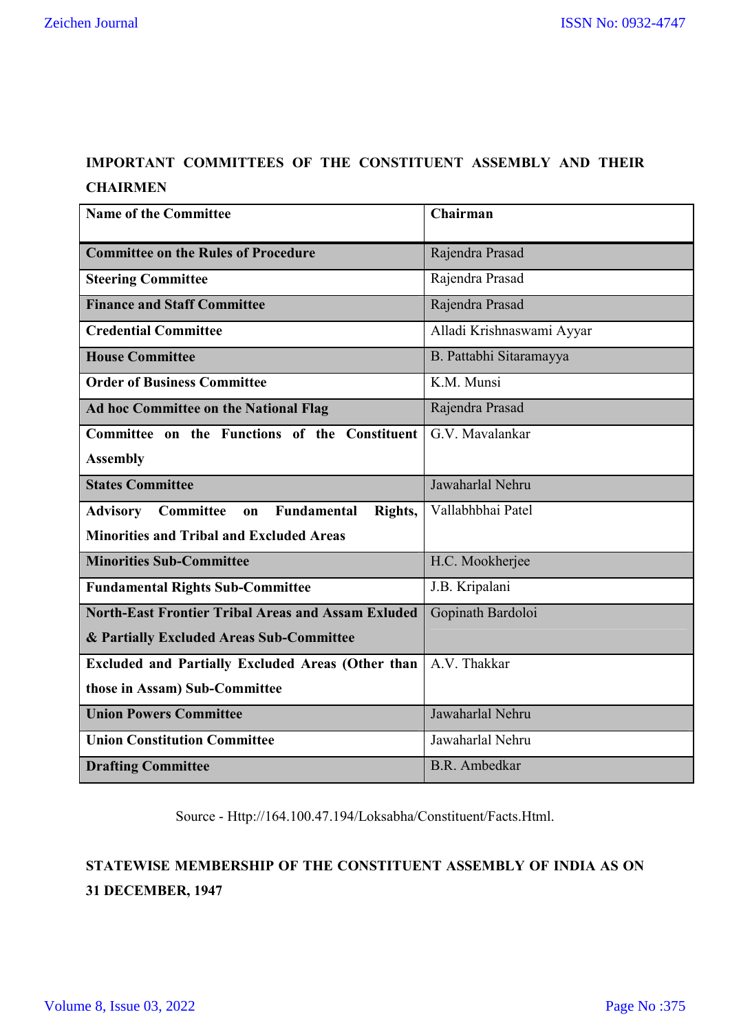**IMPORTANT COMMITTEES OF THE CONSTITUENT ASSEMBLY AND THEIR CHAIRMEN**

| Name of the Committee | Chairman |
|---|---|
| **Committee on the Rules of Procedure** | Rajendra Prasad |
| **Steering Committee** | Rajendra Prasad |
| **Finance and Staff Committee** | Rajendra Prasad |
| **Credential Committee** | Alladi Krishnaswami Ayyar |
| **House Committee** | B. Pattabhi Sitaramayya |
| **Order of Business Committee** | K.M. Munsi |
| **Ad hoc Committee on the National Flag** | Rajendra Prasad |
| **Committee on the Functions of the Constituent Assembly** | G.V. Mavalankar |
| **States Committee** | Jawaharlal Nehru |
| **Advisory Committee on Fundamental Rights, Minorities and Tribal and Excluded Areas** | Vallabhbhai Patel |
| **Minorities Sub-Committee** | H.C. Mookherjee |
| **Fundamental Rights Sub-Committee** | J.B. Kripalani |
| **North-East Frontier Tribal Areas and Assam Exluded & Partially Excluded Areas Sub-Committee** | Gopinath Bardoloi |
| **Excluded and Partially Excluded Areas (Other than those in Assam) Sub-Committee** | A.V. Thakkar |
| **Union Powers Committee** | Jawaharlal Nehru |
| **Union Constitution Committee** | Jawaharlal Nehru |
| **Drafting Committee** | B.R. Ambedkar |

Source - Http://164.100.47.194/Loksabha/Constituent/Facts.Html.

**STATEWISE MEMBERSHIP OF THE CONSTITUENT ASSEMBLY OF INDIA AS ON 31 DECEMBER, 1947**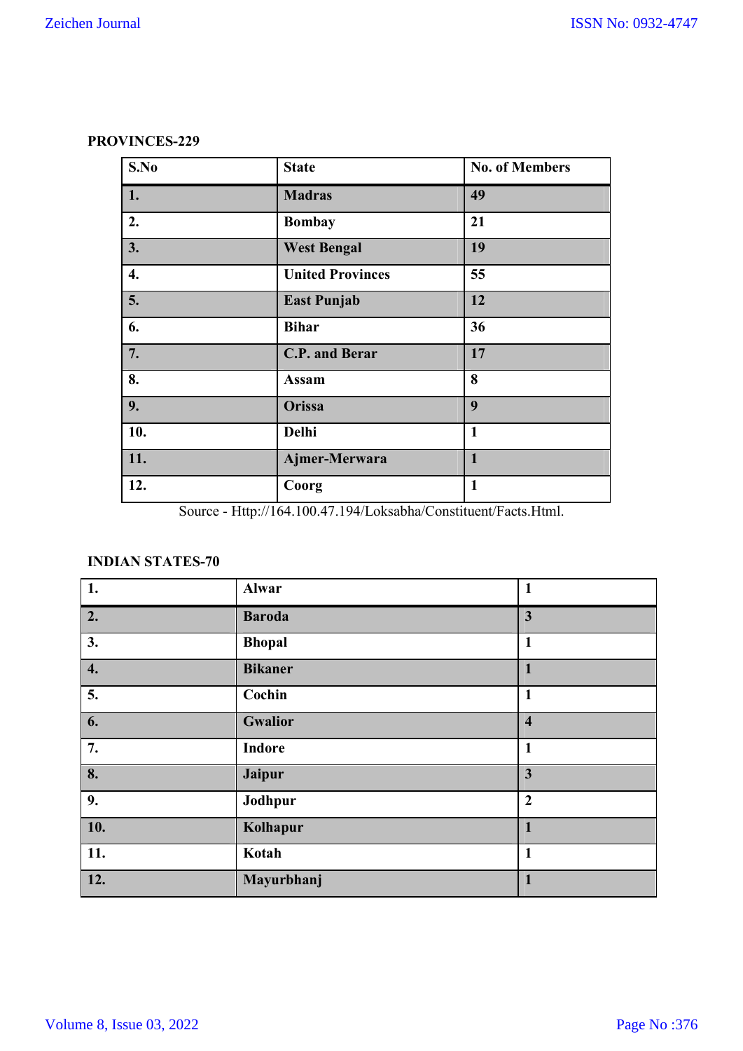**PROVINCES-229**

| S.No | State | No. of Members |
|---|---|---|
| 1. | Madras | 49 |
| 2. | Bombay | 21 |
| 3. | West Bengal | 19 |
| 4. | United Provinces | 55 |
| 5. | East Punjab | 12 |
| 6. | Bihar | 36 |
| 7. | C.P. and Berar | 17 |
| 8. | Assam | 8 |
| 9. | Orissa | 9 |
| 10. | Delhi | 1 |
| 11. | Ajmer-Merwara | 1 |
| 12. | Coorg | 1 |

Source - Http://164.100.47.194/Loksabha/Constituent/Facts.Html.

**INDIAN STATES-70**

| 1. | Alwar | 1 |
|---|---|---|
| 2. | Baroda | 3 |
| 3. | Bhopal | 1 |
| 4. | Bikaner | 1 |
| 5. | Cochin | 1 |
| 6. | Gwalior | 4 |
| 7. | Indore | 1 |
| 8. | Jaipur | 3 |
| 9. | Jodhpur | 2 |
| 10. | Kolhapur | 1 |
| 11. | Kotah | 1 |
| 12. | Mayurbhanj | 1 |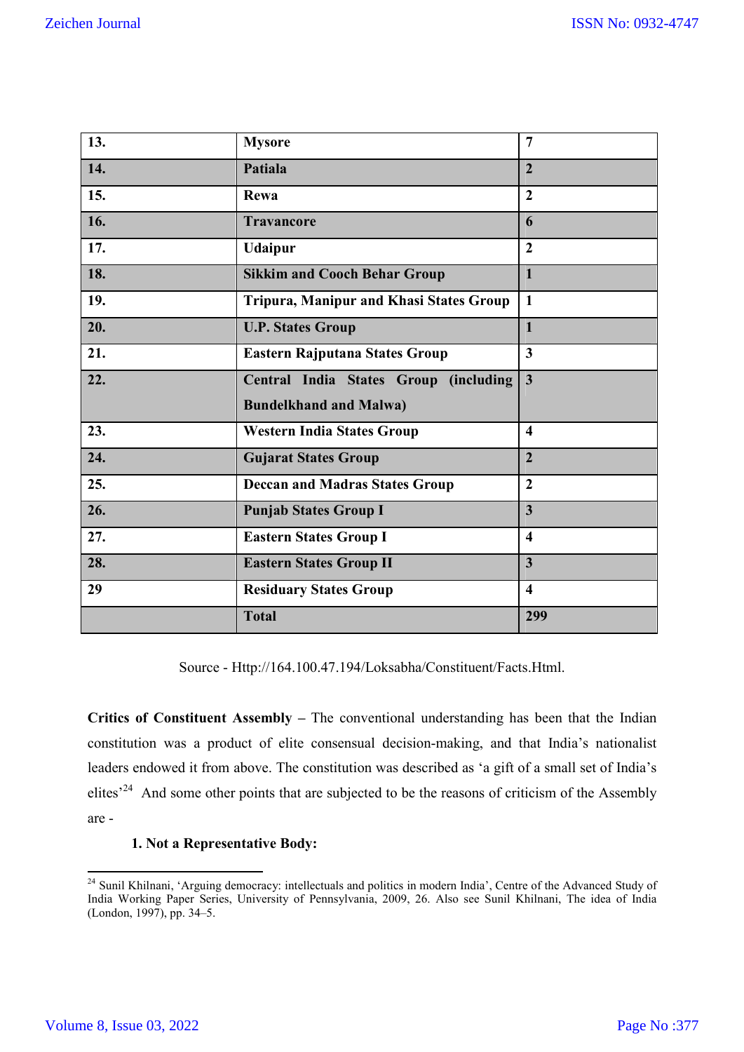| 13. | Mysore | 7 |
|---|---|---|
| 14. | Patiala | 2 |
| 15. | Rewa | 2 |
| 16. | Travancore | 6 |
| 17. | Udaipur | 2 |
| 18. | Sikkim and Cooch Behar Group | 1 |
| 19. | Tripura, Manipur and Khasi States Group | 1 |
| 20. | U.P. States Group | 1 |
| 21. | Eastern Rajputana States Group | 3 |
| 22. | Central India States Group (including Bundelkhand and Malwa) | 3 |
| 23. | Western India States Group | 4 |
| 24. | Gujarat States Group | 2 |
| 25. | Deccan and Madras States Group | 2 |
| 26. | Punjab States Group I | 3 |
| 27. | Eastern States Group I | 4 |
| 28. | Eastern States Group II | 3 |
| 29 | Residuary States Group | 4 |
| | Total | 299 |

Source - Http://164.100.47.194/Loksabha/Constituent/Facts.Html.

**Critics of Constituent Assembly –** The conventional understanding has been that the Indian constitution was a product of elite consensual decision-making, and that India's nationalist leaders endowed it from above. The constitution was described as 'a gift of a small set of India's elites'[24] And some other points that are subjected to be the reasons of criticism of the Assembly are -

**1. Not a Representative Body:**

[24] Sunil Khilnani, 'Arguing democracy: intellectuals and politics in modern India', Centre of the Advanced Study of India Working Paper Series, University of Pennsylvania, 2009, 26. Also see Sunil Khilnani, The idea of India (London, 1997), pp. 34–5.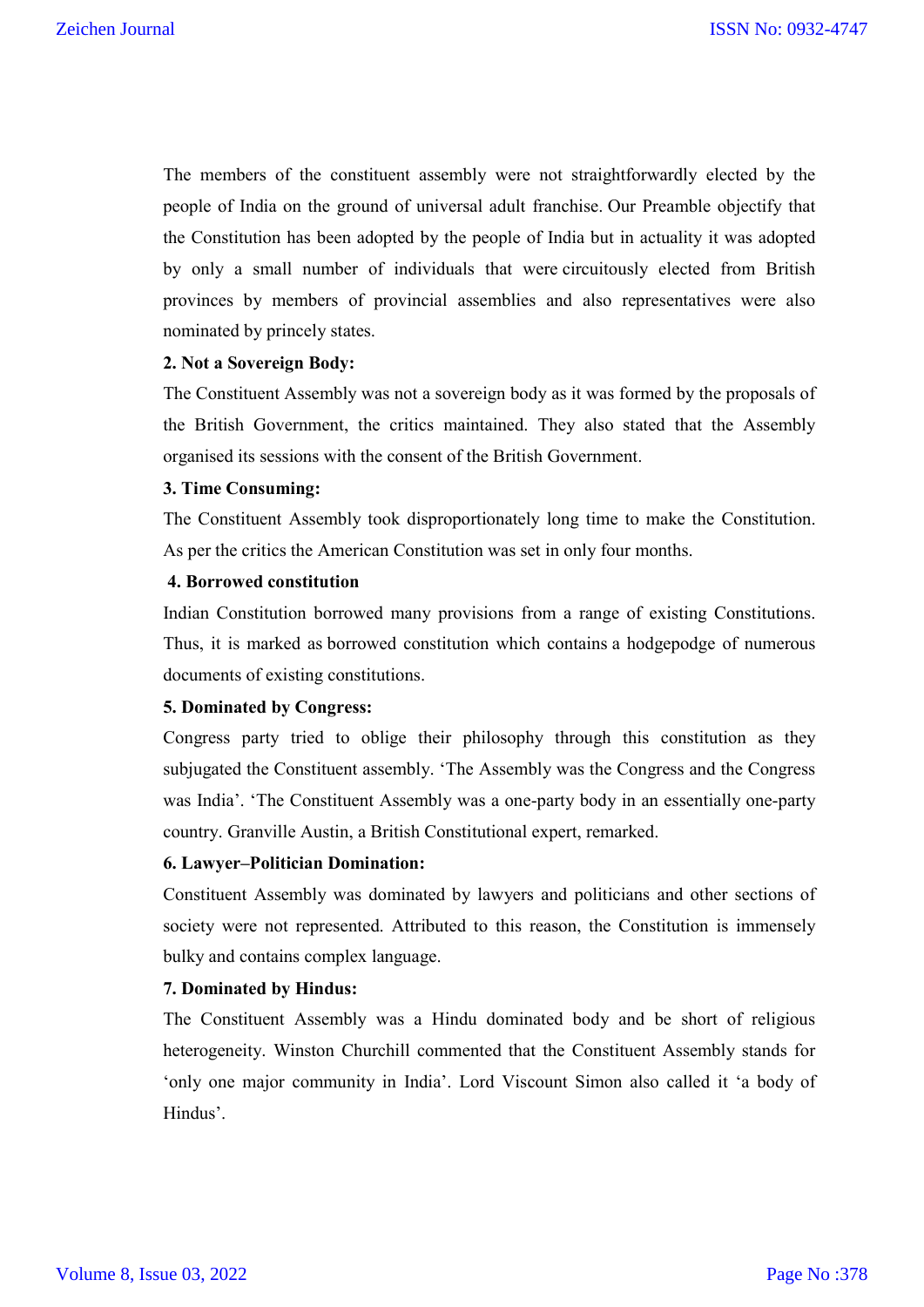The members of the constituent assembly were not straightforwardly elected by the people of India on the ground of universal adult franchise. Our Preamble objectify that the Constitution has been adopted by the people of India but in actuality it was adopted by only a small number of individuals that were circuitously elected from British provinces by members of provincial assemblies and also representatives were also nominated by princely states.

**2. Not a Sovereign Body:**

The Constituent Assembly was not a sovereign body as it was formed by the proposals of the British Government, the critics maintained. They also stated that the Assembly organised its sessions with the consent of the British Government.

**3. Time Consuming:**

The Constituent Assembly took disproportionately long time to make the Constitution. As per the critics the American Constitution was set in only four months.

**4. Borrowed constitution**

Indian Constitution borrowed many provisions from a range of existing Constitutions. Thus, it is marked as borrowed constitution which contains a hodgepodge of numerous documents of existing constitutions.

**5. Dominated by Congress:**

Congress party tried to oblige their philosophy through this constitution as they subjugated the Constituent assembly. 'The Assembly was the Congress and the Congress was India'. 'The Constituent Assembly was a one-party body in an essentially one-party country. Granville Austin, a British Constitutional expert, remarked.

**6. Lawyer–Politician Domination:**

Constituent Assembly was dominated by lawyers and politicians and other sections of society were not represented. Attributed to this reason, the Constitution is immensely bulky and contains complex language.

**7. Dominated by Hindus:**

The Constituent Assembly was a Hindu dominated body and be short of religious heterogeneity. Winston Churchill commented that the Constituent Assembly stands for 'only one major community in India'. Lord Viscount Simon also called it 'a body of Hindus'.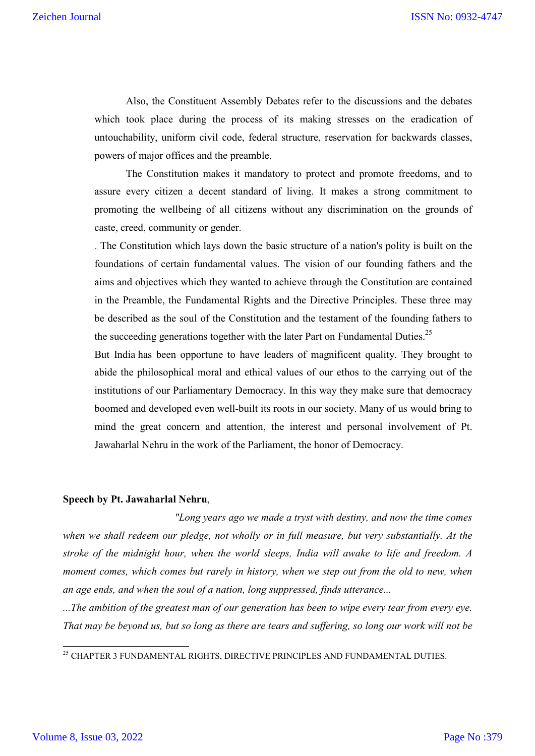Also, the Constituent Assembly Debates refer to the discussions and the debates which took place during the process of its making stresses on the eradication of untouchability, uniform civil code, federal structure, reservation for backwards classes, powers of major offices and the preamble.

The Constitution makes it mandatory to protect and promote freedoms, and to assure every citizen a decent standard of living. It makes a strong commitment to promoting the wellbeing of all citizens without any discrimination on the grounds of caste, creed, community or gender.

. The Constitution which lays down the basic structure of a nation's polity is built on the foundations of certain fundamental values. The vision of our founding fathers and the aims and objectives which they wanted to achieve through the Constitution are contained in the Preamble, the Fundamental Rights and the Directive Principles. These three may be described as the soul of the Constitution and the testament of the founding fathers to the succeeding generations together with the later Part on Fundamental Duties.[25]

But India has been opportune to have leaders of magnificent quality. They brought to abide the philosophical moral and ethical values of our ethos to the carrying out of the institutions of our Parliamentary Democracy. In this way they make sure that democracy boomed and developed even well-built its roots in our society. Many of us would bring to mind the great concern and attention, the interest and personal involvement of Pt. Jawaharlal Nehru in the work of the Parliament, the honor of Democracy.

**Speech by Pt. Jawaharlal Nehru**,

*"Long years ago we made a tryst with destiny, and now the time comes when we shall redeem our pledge, not wholly or in full measure, but very substantially. At the stroke of the midnight hour, when the world sleeps, India will awake to life and freedom. A moment comes, which comes but rarely in history, when we step out from the old to new, when an age ends, and when the soul of a nation, long suppressed, finds utterance...*

*...The ambition of the greatest man of our generation has been to wipe every tear from every eye. That may be beyond us, but so long as there are tears and suffering, so long our work will not be*

[25] CHAPTER 3 FUNDAMENTAL RIGHTS, DIRECTIVE PRINCIPLES AND FUNDAMENTAL DUTIES.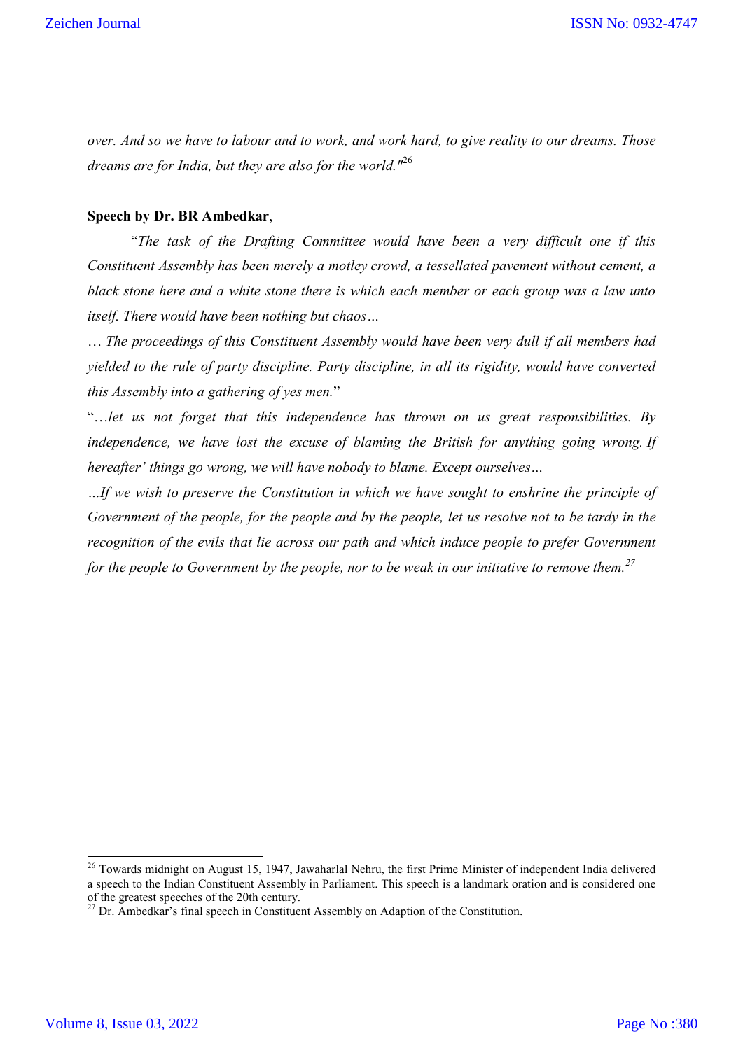*over. And so we have to labour and to work, and work hard, to give reality to our dreams. Those dreams are for India, but they are also for the world."*[26]

**Speech by Dr. BR Ambedkar**,

"*The task of the Drafting Committee would have been a very difficult one if this Constituent Assembly has been merely a motley crowd, a tessellated pavement without cement, a black stone here and a white stone there is which each member or each group was a law unto itself. There would have been nothing but chaos…*

*… The proceedings of this Constituent Assembly would have been very dull if all members had yielded to the rule of party discipline. Party discipline, in all its rigidity, would have converted this Assembly into a gathering of yes men.*"

"*…let us not forget that this independence has thrown on us great responsibilities. By independence, we have lost the excuse of blaming the British for anything going wrong. If hereafter' things go wrong, we will have nobody to blame. Except ourselves…*

*…If we wish to preserve the Constitution in which we have sought to enshrine the principle of Government of the people, for the people and by the people, let us resolve not to be tardy in the recognition of the evils that lie across our path and which induce people to prefer Government for the people to Government by the people, nor to be weak in our initiative to remove them.*[27]

---

[26] Towards midnight on August 15, 1947, Jawaharlal Nehru, the first Prime Minister of independent India delivered a speech to the Indian Constituent Assembly in Parliament. This speech is a landmark oration and is considered one of the greatest speeches of the 20th century.

[27] Dr. Ambedkar's final speech in Constituent Assembly on Adaption of the Constitution.